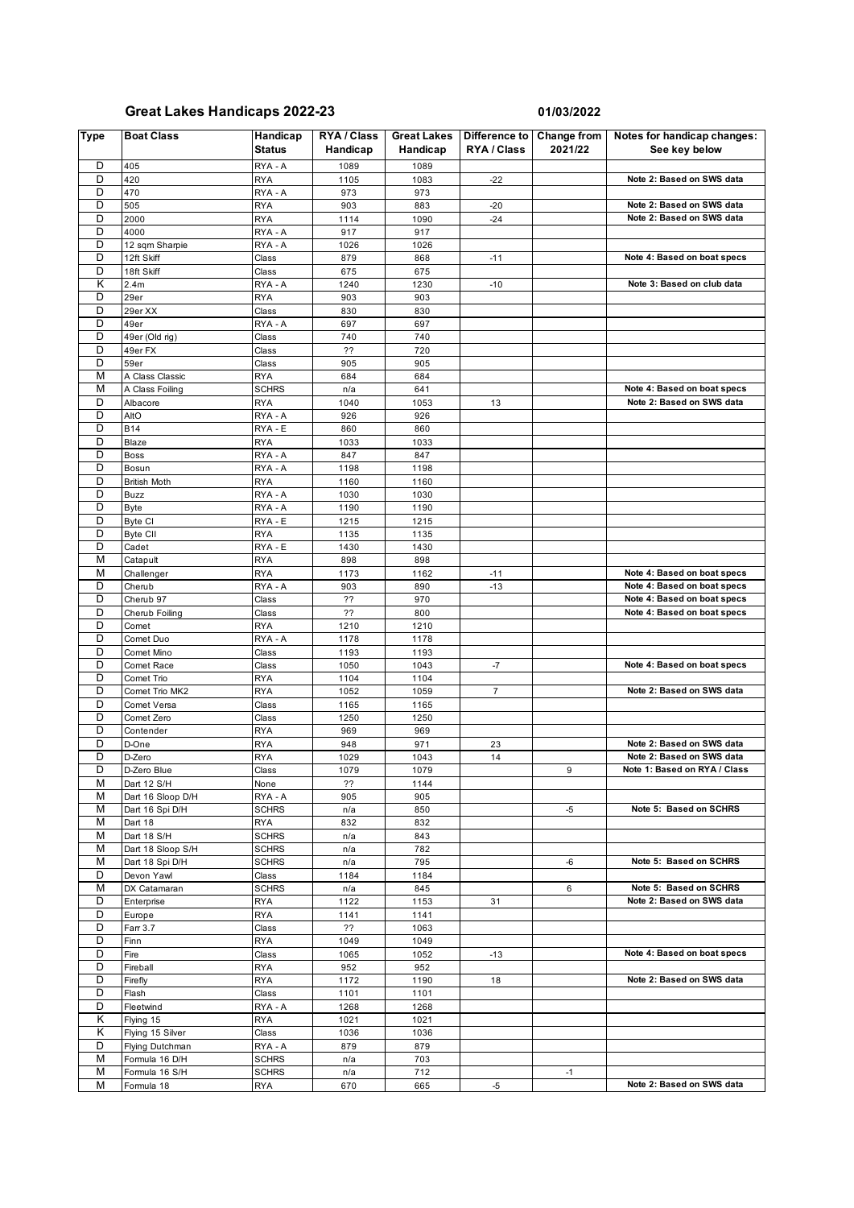# Great Lakes Handicaps 2022-23

01/03/2022

| Type | Boat Class | Handicap Status | RYA / Class Handicap | Great Lakes Handicap | Difference to RYA / Class | Change from 2021/22 | Notes for handicap changes: See key below |
|---|---|---|---|---|---|---|---|
| D | 405 | RYA - A | 1089 | 1089 | | | |
| D | 420 | RYA | 1105 | 1083 | -22 | | Note 2: Based on SWS data |
| D | 470 | RYA - A | 973 | 973 | | | |
| D | 505 | RYA | 903 | 883 | -20 | | Note 2: Based on SWS data |
| D | 2000 | RYA | 1114 | 1090 | -24 | | Note 2: Based on SWS data |
| D | 4000 | RYA - A | 917 | 917 | | | |
| D | 12 sqm Sharpie | RYA - A | 1026 | 1026 | | | |
| D | 12ft Skiff | Class | 879 | 868 | -11 | | Note 4: Based on boat specs |
| D | 18ft Skiff | Class | 675 | 675 | | | |
| K | 2.4m | RYA - A | 1240 | 1230 | -10 | | Note 3: Based on club data |
| D | 29er | RYA | 903 | 903 | | | |
| D | 29er XX | Class | 830 | 830 | | | |
| D | 49er | RYA - A | 697 | 697 | | | |
| D | 49er (Old rig) | Class | 740 | 740 | | | |
| D | 49er FX | Class | ?? | 720 | | | |
| D | 59er | Class | 905 | 905 | | | |
| M | A Class Classic | RYA | 684 | 684 | | | |
| M | A Class Foiling | SCHRS | n/a | 641 | | | Note 4: Based on boat specs |
| D | Albacore | RYA | 1040 | 1053 | 13 | | Note 2: Based on SWS data |
| D | AltO | RYA - A | 926 | 926 | | | |
| D | B14 | RYA - E | 860 | 860 | | | |
| D | Blaze | RYA | 1033 | 1033 | | | |
| D | Boss | RYA - A | 847 | 847 | | | |
| D | Bosun | RYA - A | 1198 | 1198 | | | |
| D | British Moth | RYA | 1160 | 1160 | | | |
| D | Buzz | RYA - A | 1030 | 1030 | | | |
| D | Byte | RYA - A | 1190 | 1190 | | | |
| D | Byte CI | RYA - E | 1215 | 1215 | | | |
| D | Byte CII | RYA | 1135 | 1135 | | | |
| D | Cadet | RYA - E | 1430 | 1430 | | | |
| M | Catapult | RYA | 898 | 898 | | | |
| M | Challenger | RYA | 1173 | 1162 | -11 | | Note 4: Based on boat specs |
| D | Cherub | RYA - A | 903 | 890 | -13 | | Note 4: Based on boat specs |
| D | Cherub 97 | Class | ?? | 970 | | | Note 4: Based on boat specs |
| D | Cherub Foiling | Class | ?? | 800 | | | Note 4: Based on boat specs |
| D | Comet | RYA | 1210 | 1210 | | | |
| D | Comet Duo | RYA - A | 1178 | 1178 | | | |
| D | Comet Mino | Class | 1193 | 1193 | | | |
| D | Comet Race | Class | 1050 | 1043 | -7 | | Note 4: Based on boat specs |
| D | Comet Trio | RYA | 1104 | 1104 | | | |
| D | Comet Trio MK2 | RYA | 1052 | 1059 | 7 | | Note 2: Based on SWS data |
| D | Comet Versa | Class | 1165 | 1165 | | | |
| D | Comet Zero | Class | 1250 | 1250 | | | |
| D | Contender | RYA | 969 | 969 | | | |
| D | D-One | RYA | 948 | 971 | 23 | | Note 2: Based on SWS data |
| D | D-Zero | RYA | 1029 | 1043 | 14 | | Note 2: Based on SWS data |
| D | D-Zero Blue | Class | 1079 | 1079 | | 9 | Note 1: Based on RYA / Class |
| M | Dart 12 S/H | None | ?? | 1144 | | | |
| M | Dart 16 Sloop D/H | RYA - A | 905 | 905 | | | |
| M | Dart 16 Spi D/H | SCHRS | n/a | 850 | | -5 | Note 5: Based on SCHRS |
| M | Dart 18 | RYA | 832 | 832 | | | |
| M | Dart 18 S/H | SCHRS | n/a | 843 | | | |
| M | Dart 18 Sloop S/H | SCHRS | n/a | 782 | | | |
| M | Dart 18 Spi D/H | SCHRS | n/a | 795 | | -6 | Note 5: Based on SCHRS |
| D | Devon Yawl | Class | 1184 | 1184 | | | |
| M | DX Catamaran | SCHRS | n/a | 845 | | 6 | Note 5: Based on SCHRS |
| D | Enterprise | RYA | 1122 | 1153 | 31 | | Note 2: Based on SWS data |
| D | Europe | RYA | 1141 | 1141 | | | |
| D | Farr 3.7 | Class | ?? | 1063 | | | |
| D | Finn | RYA | 1049 | 1049 | | | |
| D | Fire | Class | 1065 | 1052 | -13 | | Note 4: Based on boat specs |
| D | Fireball | RYA | 952 | 952 | | | |
| D | Firefly | RYA | 1172 | 1190 | 18 | | Note 2: Based on SWS data |
| D | Flash | Class | 1101 | 1101 | | | |
| D | Fleetwind | RYA - A | 1268 | 1268 | | | |
| K | Flying 15 | RYA | 1021 | 1021 | | | |
| K | Flying 15 Silver | Class | 1036 | 1036 | | | |
| D | Flying Dutchman | RYA - A | 879 | 879 | | | |
| M | Formula 16 D/H | SCHRS | n/a | 703 | | | |
| M | Formula 16 S/H | SCHRS | n/a | 712 | | -1 | |
| M | Formula 18 | RYA | 670 | 665 | -5 | | Note 2: Based on SWS data |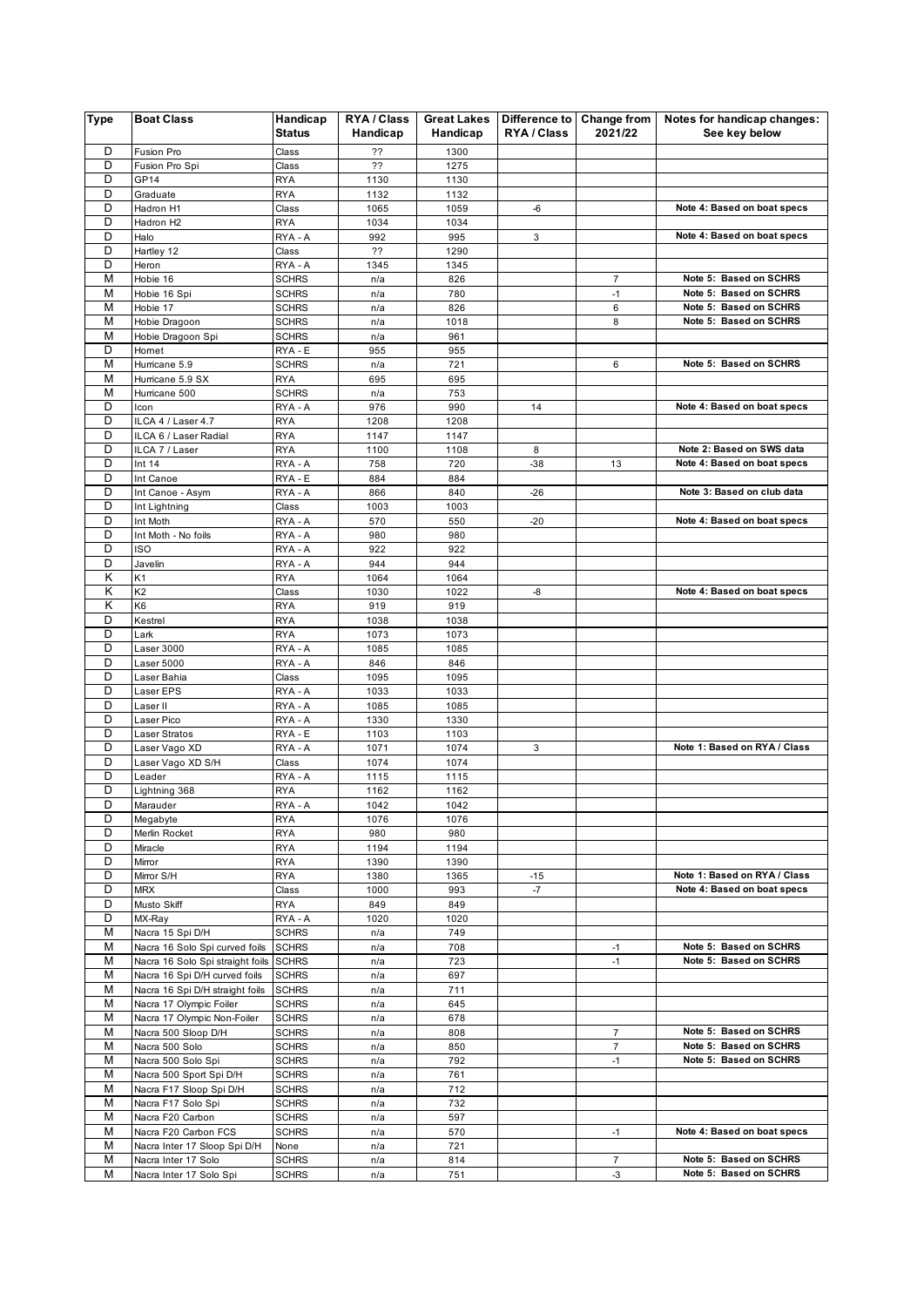| Type | Boat Class | Handicap Status | RYA / Class Handicap | Great Lakes Handicap | Difference to RYA / Class | Change from 2021/22 | Notes for handicap changes: See key below |
|---|---|---|---|---|---|---|---|
| D | Fusion Pro | Class | ?? | 1300 | | | |
| D | Fusion Pro Spi | Class | ?? | 1275 | | | |
| D | GP14 | RYA | 1130 | 1130 | | | |
| D | Graduate | RYA | 1132 | 1132 | | | |
| D | Hadron H1 | Class | 1065 | 1059 | -6 | | **Note 4: Based on boat specs** |
| D | Hadron H2 | RYA | 1034 | 1034 | | | |
| D | Halo | RYA - A | 992 | 995 | 3 | | **Note 4: Based on boat specs** |
| D | Hartley 12 | Class | ?? | 1290 | | | |
| D | Heron | RYA - A | 1345 | 1345 | | | |
| M | Hobie 16 | SCHRS | n/a | 826 | | 7 | **Note 5: Based on SCHRS** |
| M | Hobie 16 Spi | SCHRS | n/a | 780 | | -1 | **Note 5: Based on SCHRS** |
| M | Hobie 17 | SCHRS | n/a | 826 | | 6 | **Note 5: Based on SCHRS** |
| M | Hobie Dragoon | SCHRS | n/a | 1018 | | 8 | **Note 5: Based on SCHRS** |
| M | Hobie Dragoon Spi | SCHRS | n/a | 961 | | | |
| D | Hornet | RYA - E | 955 | 955 | | | |
| M | Hurricane 5.9 | SCHRS | n/a | 721 | | 6 | **Note 5: Based on SCHRS** |
| M | Hurricane 5.9 SX | RYA | 695 | 695 | | | |
| M | Hurricane 500 | SCHRS | n/a | 753 | | | |
| D | Icon | RYA - A | 976 | 990 | 14 | | **Note 4: Based on boat specs** |
| D | ILCA 4 / Laser 4.7 | RYA | 1208 | 1208 | | | |
| D | ILCA 6 / Laser Radial | RYA | 1147 | 1147 | | | |
| D | ILCA 7 / Laser | RYA | 1100 | 1108 | 8 | | **Note 2: Based on SWS data** |
| D | Int 14 | RYA - A | 758 | 720 | -38 | 13 | **Note 4: Based on boat specs** |
| D | Int Canoe | RYA - E | 884 | 884 | | | |
| D | Int Canoe - Asym | RYA - A | 866 | 840 | -26 | | **Note 3: Based on club data** |
| D | Int Lightning | Class | 1003 | 1003 | | | |
| D | Int Moth | RYA - A | 570 | 550 | -20 | | **Note 4: Based on boat specs** |
| D | Int Moth - No foils | RYA - A | 980 | 980 | | | |
| D | ISO | RYA - A | 922 | 922 | | | |
| D | Javelin | RYA - A | 944 | 944 | | | |
| K | K1 | RYA | 1064 | 1064 | | | |
| K | K2 | Class | 1030 | 1022 | -8 | | **Note 4: Based on boat specs** |
| K | K6 | RYA | 919 | 919 | | | |
| D | Kestrel | RYA | 1038 | 1038 | | | |
| D | Lark | RYA | 1073 | 1073 | | | |
| D | Laser 3000 | RYA - A | 1085 | 1085 | | | |
| D | Laser 5000 | RYA - A | 846 | 846 | | | |
| D | Laser Bahia | Class | 1095 | 1095 | | | |
| D | Laser EPS | RYA - A | 1033 | 1033 | | | |
| D | Laser II | RYA - A | 1085 | 1085 | | | |
| D | Laser Pico | RYA - A | 1330 | 1330 | | | |
| D | Laser Stratos | RYA - E | 1103 | 1103 | | | |
| D | Laser Vago XD | RYA - A | 1071 | 1074 | 3 | | **Note 1: Based on RYA / Class** |
| D | Laser Vago XD S/H | Class | 1074 | 1074 | | | |
| D | Leader | RYA - A | 1115 | 1115 | | | |
| D | Lightning 368 | RYA | 1162 | 1162 | | | |
| D | Marauder | RYA - A | 1042 | 1042 | | | |
| D | Megabyte | RYA | 1076 | 1076 | | | |
| D | Merlin Rocket | RYA | 980 | 980 | | | |
| D | Miracle | RYA | 1194 | 1194 | | | |
| D | Mirror | RYA | 1390 | 1390 | | | |
| D | Mirror S/H | RYA | 1380 | 1365 | -15 | | **Note 1: Based on RYA / Class** |
| D | MRX | Class | 1000 | 993 | -7 | | **Note 4: Based on boat specs** |
| D | Musto Skiff | RYA | 849 | 849 | | | |
| D | MX-Ray | RYA - A | 1020 | 1020 | | | |
| M | Nacra 15 Spi D/H | SCHRS | n/a | 749 | | | |
| M | Nacra 16 Solo Spi curved foils | SCHRS | n/a | 708 | | -1 | **Note 5: Based on SCHRS** |
| M | Nacra 16 Solo Spi straight foils | SCHRS | n/a | 723 | | -1 | **Note 5: Based on SCHRS** |
| M | Nacra 16 Spi D/H curved foils | SCHRS | n/a | 697 | | | |
| M | Nacra 16 Spi D/H straight foils | SCHRS | n/a | 711 | | | |
| M | Nacra 17 Olympic Foiler | SCHRS | n/a | 645 | | | |
| M | Nacra 17 Olympic Non-Foiler | SCHRS | n/a | 678 | | | |
| M | Nacra 500 Sloop D/H | SCHRS | n/a | 808 | | 7 | **Note 5: Based on SCHRS** |
| M | Nacra 500 Solo | SCHRS | n/a | 850 | | 7 | **Note 5: Based on SCHRS** |
| M | Nacra 500 Solo Spi | SCHRS | n/a | 792 | | -1 | **Note 5: Based on SCHRS** |
| M | Nacra 500 Sport Spi D/H | SCHRS | n/a | 761 | | | |
| M | Nacra F17 Sloop Spi D/H | SCHRS | n/a | 712 | | | |
| M | Nacra F17 Solo Spi | SCHRS | n/a | 732 | | | |
| M | Nacra F20 Carbon | SCHRS | n/a | 597 | | | |
| M | Nacra F20 Carbon FCS | SCHRS | n/a | 570 | | -1 | **Note 4: Based on boat specs** |
| M | Nacra Inter 17 Sloop Spi D/H | None | n/a | 721 | | | |
| M | Nacra Inter 17 Solo | SCHRS | n/a | 814 | | 7 | **Note 5: Based on SCHRS** |
| M | Nacra Inter 17 Solo Spi | SCHRS | n/a | 751 | | -3 | **Note 5: Based on SCHRS** |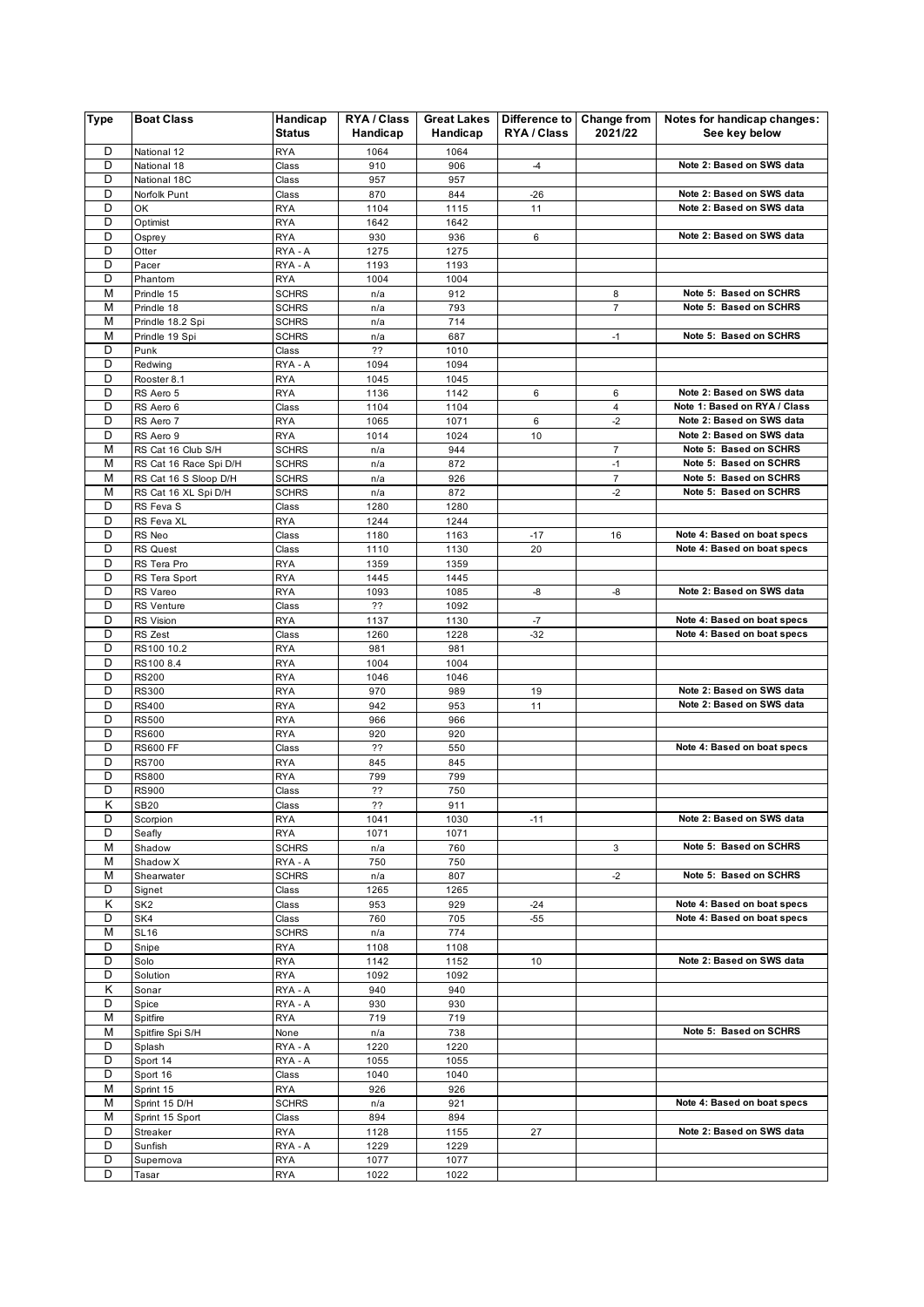| Type | Boat Class | Handicap Status | RYA / Class Handicap | Great Lakes Handicap | Difference to RYA / Class | Change from 2021/22 | Notes for handicap changes: See key below |
|---|---|---|---|---|---|---|---|
| D | National 12 | RYA | 1064 | 1064 | | | |
| D | National 18 | Class | 910 | 906 | -4 | | Note 2: Based on SWS data |
| D | National 18C | Class | 957 | 957 | | | |
| D | Norfolk Punt | Class | 870 | 844 | -26 | | Note 2: Based on SWS data |
| D | OK | RYA | 1104 | 1115 | 11 | | Note 2: Based on SWS data |
| D | Optimist | RYA | 1642 | 1642 | | | |
| D | Osprey | RYA | 930 | 936 | 6 | | Note 2: Based on SWS data |
| D | Otter | RYA - A | 1275 | 1275 | | | |
| D | Pacer | RYA - A | 1193 | 1193 | | | |
| D | Phantom | RYA | 1004 | 1004 | | | |
| M | Prindle 15 | SCHRS | n/a | 912 | | 8 | Note 5: Based on SCHRS |
| M | Prindle 18 | SCHRS | n/a | 793 | | 7 | Note 5: Based on SCHRS |
| M | Prindle 18.2 Spi | SCHRS | n/a | 714 | | | |
| M | Prindle 19 Spi | SCHRS | n/a | 687 | | -1 | Note 5: Based on SCHRS |
| D | Punk | Class | ?? | 1010 | | | |
| D | Redwing | RYA - A | 1094 | 1094 | | | |
| D | Rooster 8.1 | RYA | 1045 | 1045 | | | |
| D | RS Aero 5 | RYA | 1136 | 1142 | 6 | 6 | Note 2: Based on SWS data |
| D | RS Aero 6 | Class | 1104 | 1104 | | 4 | Note 1: Based on RYA / Class |
| D | RS Aero 7 | RYA | 1065 | 1071 | 6 | -2 | Note 2: Based on SWS data |
| D | RS Aero 9 | RYA | 1014 | 1024 | 10 | | Note 2: Based on SWS data |
| M | RS Cat 16 Club S/H | SCHRS | n/a | 944 | | 7 | Note 5: Based on SCHRS |
| M | RS Cat 16 Race Spi D/H | SCHRS | n/a | 872 | | -1 | Note 5: Based on SCHRS |
| M | RS Cat 16 S Sloop D/H | SCHRS | n/a | 926 | | 7 | Note 5: Based on SCHRS |
| M | RS Cat 16 XL Spi D/H | SCHRS | n/a | 872 | | -2 | Note 5: Based on SCHRS |
| D | RS Feva S | Class | 1280 | 1280 | | | |
| D | RS Feva XL | RYA | 1244 | 1244 | | | |
| D | RS Neo | Class | 1180 | 1163 | -17 | 16 | Note 4: Based on boat specs |
| D | RS Quest | Class | 1110 | 1130 | 20 | | Note 4: Based on boat specs |
| D | RS Tera Pro | RYA | 1359 | 1359 | | | |
| D | RS Tera Sport | RYA | 1445 | 1445 | | | |
| D | RS Vareo | RYA | 1093 | 1085 | -8 | -8 | Note 2: Based on SWS data |
| D | RS Venture | Class | ?? | 1092 | | | |
| D | RS Vision | RYA | 1137 | 1130 | -7 | | Note 4: Based on boat specs |
| D | RS Zest | Class | 1260 | 1228 | -32 | | Note 4: Based on boat specs |
| D | RS100 10.2 | RYA | 981 | 981 | | | |
| D | RS100 8.4 | RYA | 1004 | 1004 | | | |
| D | RS200 | RYA | 1046 | 1046 | | | |
| D | RS300 | RYA | 970 | 989 | 19 | | Note 2: Based on SWS data |
| D | RS400 | RYA | 942 | 953 | 11 | | Note 2: Based on SWS data |
| D | RS500 | RYA | 966 | 966 | | | |
| D | RS600 | RYA | 920 | 920 | | | |
| D | RS600 FF | Class | ?? | 550 | | | Note 4: Based on boat specs |
| D | RS700 | RYA | 845 | 845 | | | |
| D | RS800 | RYA | 799 | 799 | | | |
| D | RS900 | Class | ?? | 750 | | | |
| K | SB20 | Class | ?? | 911 | | | |
| D | Scorpion | RYA | 1041 | 1030 | -11 | | Note 2: Based on SWS data |
| D | Seafly | RYA | 1071 | 1071 | | | |
| M | Shadow | SCHRS | n/a | 760 | | 3 | Note 5: Based on SCHRS |
| M | Shadow X | RYA - A | 750 | 750 | | | |
| M | Shearwater | SCHRS | n/a | 807 | | -2 | Note 5: Based on SCHRS |
| D | Signet | Class | 1265 | 1265 | | | |
| K | SK2 | Class | 953 | 929 | -24 | | Note 4: Based on boat specs |
| D | SK4 | Class | 760 | 705 | -55 | | Note 4: Based on boat specs |
| M | SL16 | SCHRS | n/a | 774 | | | |
| D | Snipe | RYA | 1108 | 1108 | | | |
| D | Solo | RYA | 1142 | 1152 | 10 | | Note 2: Based on SWS data |
| D | Solution | RYA | 1092 | 1092 | | | |
| K | Sonar | RYA - A | 940 | 940 | | | |
| D | Spice | RYA - A | 930 | 930 | | | |
| M | Spitfire | RYA | 719 | 719 | | | |
| M | Spitfire Spi S/H | None | n/a | 738 | | | Note 5: Based on SCHRS |
| D | Splash | RYA - A | 1220 | 1220 | | | |
| D | Sport 14 | RYA - A | 1055 | 1055 | | | |
| D | Sport 16 | Class | 1040 | 1040 | | | |
| M | Sprint 15 | RYA | 926 | 926 | | | |
| M | Sprint 15 D/H | SCHRS | n/a | 921 | | | Note 4: Based on boat specs |
| M | Sprint 15 Sport | Class | 894 | 894 | | | |
| D | Streaker | RYA | 1128 | 1155 | 27 | | Note 2: Based on SWS data |
| D | Sunfish | RYA - A | 1229 | 1229 | | | |
| D | Supernova | RYA | 1077 | 1077 | | | |
| D | Tasar | RYA | 1022 | 1022 | | | |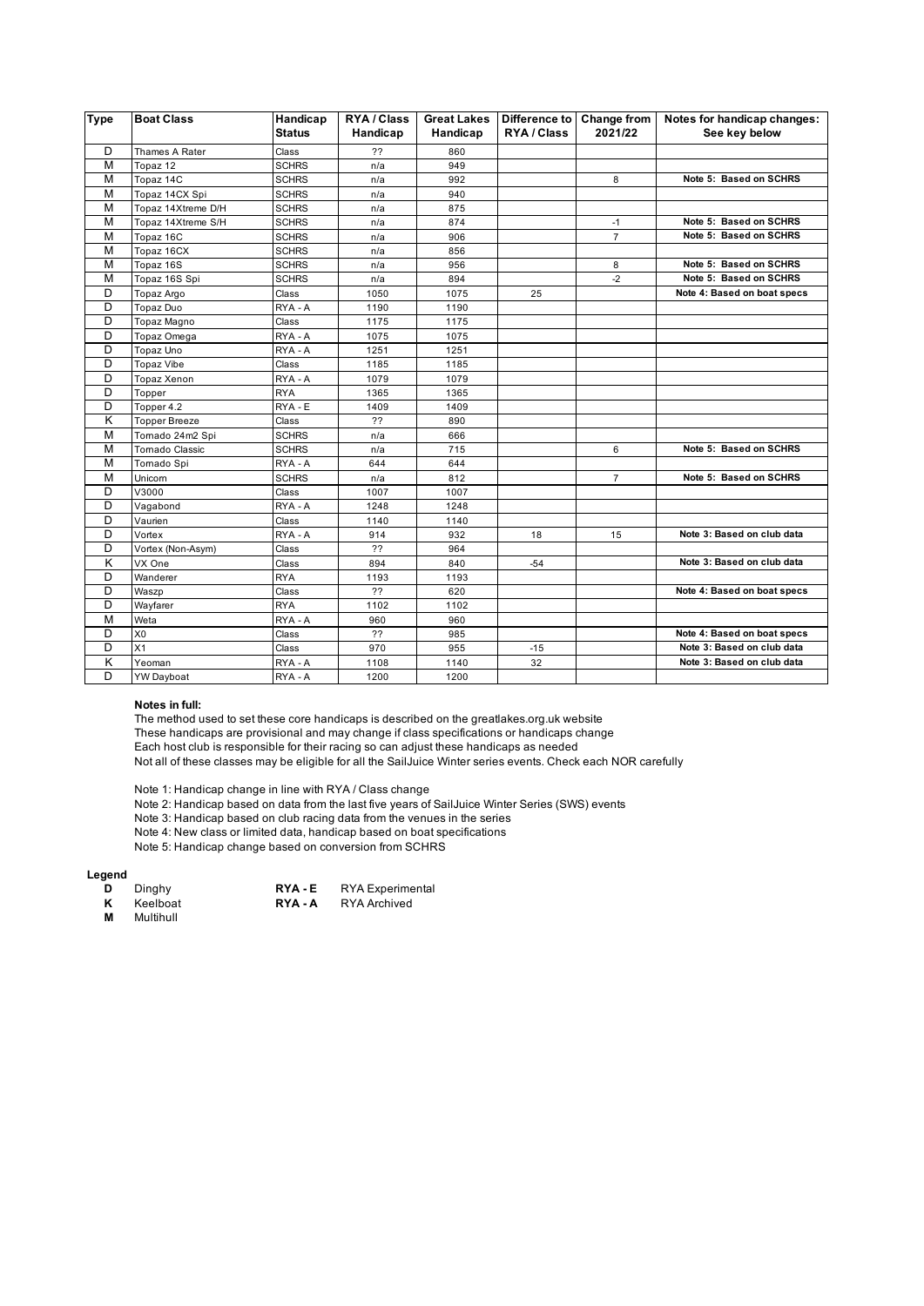| Type | Boat Class | Handicap Status | RYA / Class Handicap | Great Lakes Handicap | Difference to RYA / Class | Change from 2021/22 | Notes for handicap changes: See key below |
|---|---|---|---|---|---|---|---|
| D | Thames A Rater | Class | ?? | 860 | | | |
| M | Topaz 12 | SCHRS | n/a | 949 | | | |
| M | Topaz 14C | SCHRS | n/a | 992 | | 8 | **Note 5: Based on SCHRS** |
| M | Topaz 14CX Spi | SCHRS | n/a | 940 | | | |
| M | Topaz 14Xtreme D/H | SCHRS | n/a | 875 | | | |
| M | Topaz 14Xtreme S/H | SCHRS | n/a | 874 | | -1 | **Note 5: Based on SCHRS** |
| M | Topaz 16C | SCHRS | n/a | 906 | | 7 | **Note 5: Based on SCHRS** |
| M | Topaz 16CX | SCHRS | n/a | 856 | | | |
| M | Topaz 16S | SCHRS | n/a | 956 | | 8 | **Note 5: Based on SCHRS** |
| M | Topaz 16S Spi | SCHRS | n/a | 894 | | -2 | **Note 5: Based on SCHRS** |
| D | Topaz Argo | Class | 1050 | 1075 | 25 | | **Note 4: Based on boat specs** |
| D | Topaz Duo | RYA - A | 1190 | 1190 | | | |
| D | Topaz Magno | Class | 1175 | 1175 | | | |
| D | Topaz Omega | RYA - A | 1075 | 1075 | | | |
| D | Topaz Uno | RYA - A | 1251 | 1251 | | | |
| D | Topaz Vibe | Class | 1185 | 1185 | | | |
| D | Topaz Xenon | RYA - A | 1079 | 1079 | | | |
| D | Topper | RYA | 1365 | 1365 | | | |
| D | Topper 4.2 | RYA - E | 1409 | 1409 | | | |
| K | Topper Breeze | Class | ?? | 890 | | | |
| M | Tornado 24m2 Spi | SCHRS | n/a | 666 | | | |
| M | Tornado Classic | SCHRS | n/a | 715 | | 6 | **Note 5: Based on SCHRS** |
| M | Tornado Spi | RYA - A | 644 | 644 | | | |
| M | Unicorn | SCHRS | n/a | 812 | | 7 | **Note 5: Based on SCHRS** |
| D | V3000 | Class | 1007 | 1007 | | | |
| D | Vagabond | RYA - A | 1248 | 1248 | | | |
| D | Vaurien | Class | 1140 | 1140 | | | |
| D | Vortex | RYA - A | 914 | 932 | 18 | 15 | **Note 3: Based on club data** |
| D | Vortex (Non-Asym) | Class | ?? | 964 | | | |
| K | VX One | Class | 894 | 840 | -54 | | **Note 3: Based on club data** |
| D | Wanderer | RYA | 1193 | 1193 | | | |
| D | Waszp | Class | ?? | 620 | | | **Note 4: Based on boat specs** |
| D | Wayfarer | RYA | 1102 | 1102 | | | |
| M | Weta | RYA - A | 960 | 960 | | | |
| D | X0 | Class | ?? | 985 | | | **Note 4: Based on boat specs** |
| D | X1 | Class | 970 | 955 | -15 | | **Note 3: Based on club data** |
| K | Yeoman | RYA - A | 1108 | 1140 | 32 | | **Note 3: Based on club data** |
| D | YW Dayboat | RYA - A | 1200 | 1200 | | | |

**Notes in full:**

The method used to set these core handicaps is described on the greatlakes.org.uk website
These handicaps are provisional and may change if class specifications or handicaps change
Each host club is responsible for their racing so can adjust these handicaps as needed
Not all of these classes may be eligible for all the SailJuice Winter series events. Check each NOR carefully

Note 1: Handicap change in line with RYA / Class change
Note 2: Handicap based on data from the last five years of SailJuice Winter Series (SWS) events
Note 3: Handicap based on club racing data from the venues in the series
Note 4: New class or limited data, handicap based on boat specifications
Note 5: Handicap change based on conversion from SCHRS

**Legend**

**D** Dinghy
**K** Keelboat
**M** Multihull

**RYA - E** RYA Experimental
**RYA - A** RYA Archived